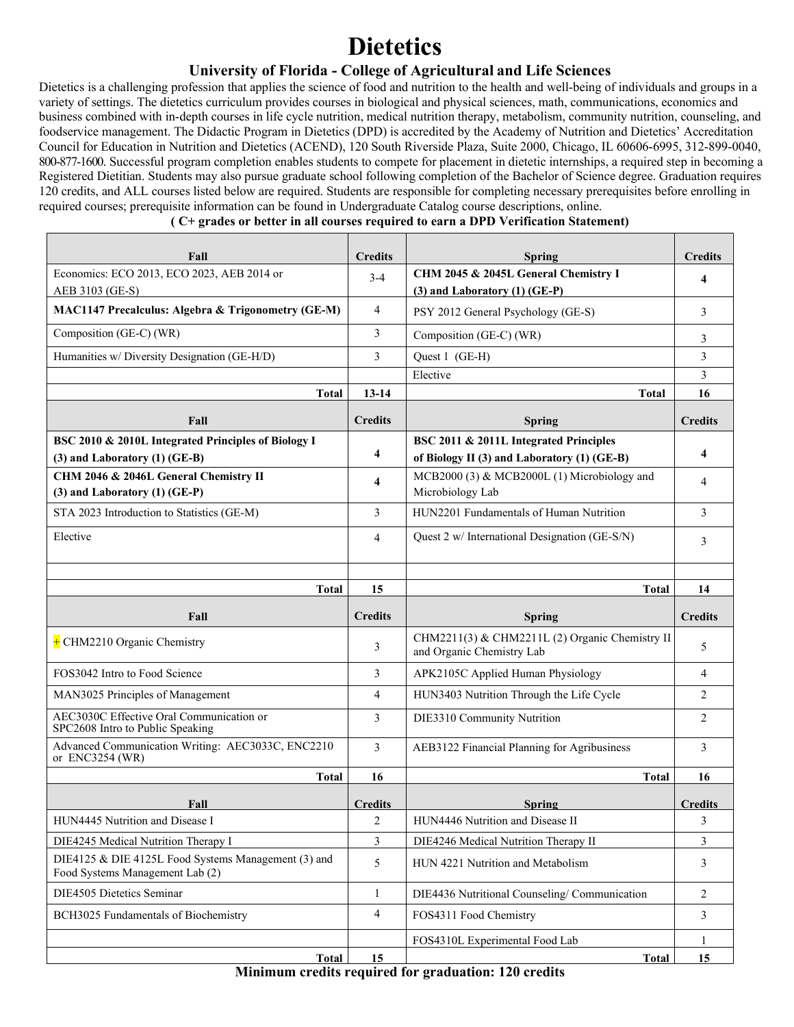# Dietetics

## University of Florida - College of Agricultural and Life Sciences

Dietetics is a challenging profession that applies the science of food and nutrition to the health and well-being of individuals and groups in a variety of settings. The dietetics curriculum provides courses in biological and physical sciences, math, communications, economics and business combined with in-depth courses in life cycle nutrition, medical nutrition therapy, metabolism, community nutrition, counseling, and foodservice management. The Didactic Program in Dietetics (DPD) is accredited by the Academy of Nutrition and Dietetics' Accreditation Council for Education in Nutrition and Dietetics (ACEND), 120 South Riverside Plaza, Suite 2000, Chicago, IL 60606-6995, 312-899-0040, 800-877-1600. Successful program completion enables students to compete for placement in dietetic internships, a required step in becoming a Registered Dietitian. Students may also pursue graduate school following completion of the Bachelor of Science degree. Graduation requires 120 credits, and ALL courses listed below are required. Students are responsible for completing necessary prerequisites before enrolling in required courses; prerequisite information can be found in Undergraduate Catalog course descriptions, online.

**( C+ grades or better in all courses required to earn a DPD Verification Statement)**

| Fall | Credits | Spring | Credits |
|---|---|---|---|
| Economics: ECO 2013, ECO 2023, AEB 2014 or AEB 3103 (GE-S) | 3-4 | **CHM 2045 & 2045L General Chemistry I (3) and Laboratory (1) (GE-P)** | **4** |
| **MAC1147 Precalculus: Algebra & Trigonometry (GE-M)** | 4 | PSY 2012 General Psychology (GE-S) | 3 |
| Composition (GE-C) (WR) | 3 | Composition (GE-C) (WR) | 3 |
| Humanities w/ Diversity Designation (GE-H/D) | 3 | Quest 1 (GE-H) | 3 |
| | | Elective | 3 |
| **Total** | **13-14** | **Total** | **16** |
| **Fall** | **Credits** | **Spring** | **Credits** |
| **BSC 2010 & 2010L Integrated Principles of Biology I (3) and Laboratory (1) (GE-B)** | **4** | **BSC 2011 & 2011L Integrated Principles of Biology II (3) and Laboratory (1) (GE-B)** | **4** |
| **CHM 2046 & 2046L General Chemistry II (3) and Laboratory (1) (GE-P)** | **4** | MCB2000 (3) & MCB2000L (1) Microbiology and Microbiology Lab | 4 |
| STA 2023 Introduction to Statistics (GE-M) | 3 | HUN2201 Fundamentals of Human Nutrition | 3 |
| Elective | 4 | Quest 2 w/ International Designation (GE-S/N) | 3 |
| | | | |
| **Total** | **15** | **Total** | **14** |
| **Fall** | **Credits** | **Spring** | **Credits** |
| + CHM2210 Organic Chemistry | 3 | CHM2211(3) & CHM2211L (2) Organic Chemistry II and Organic Chemistry Lab | 5 |
| FOS3042 Intro to Food Science | 3 | APK2105C Applied Human Physiology | 4 |
| MAN3025 Principles of Management | 4 | HUN3403 Nutrition Through the Life Cycle | 2 |
| AEC3030C Effective Oral Communication or SPC2608 Intro to Public Speaking | 3 | DIE3310 Community Nutrition | 2 |
| Advanced Communication Writing: AEC3033C, ENC2210 or ENC3254 (WR) | 3 | AEB3122 Financial Planning for Agribusiness | 3 |
| **Total** | **16** | **Total** | **16** |
| **Fall** | **Credits** | **Spring** | **Credits** |
| HUN4445 Nutrition and Disease I | 2 | HUN4446 Nutrition and Disease II | 3 |
| DIE4245 Medical Nutrition Therapy I | 3 | DIE4246 Medical Nutrition Therapy II | 3 |
| DIE4125 & DIE 4125L Food Systems Management (3) and Food Systems Management Lab (2) | 5 | HUN 4221 Nutrition and Metabolism | 3 |
| DIE4505 Dietetics Seminar | 1 | DIE4436 Nutritional Counseling/ Communication | 2 |
| BCH3025 Fundamentals of Biochemistry | 4 | FOS4311 Food Chemistry | 3 |
| | | FOS4310L Experimental Food Lab | 1 |
| **Total** | **15** | **Total** | **15** |

**Minimum credits required for graduation: 120 credits**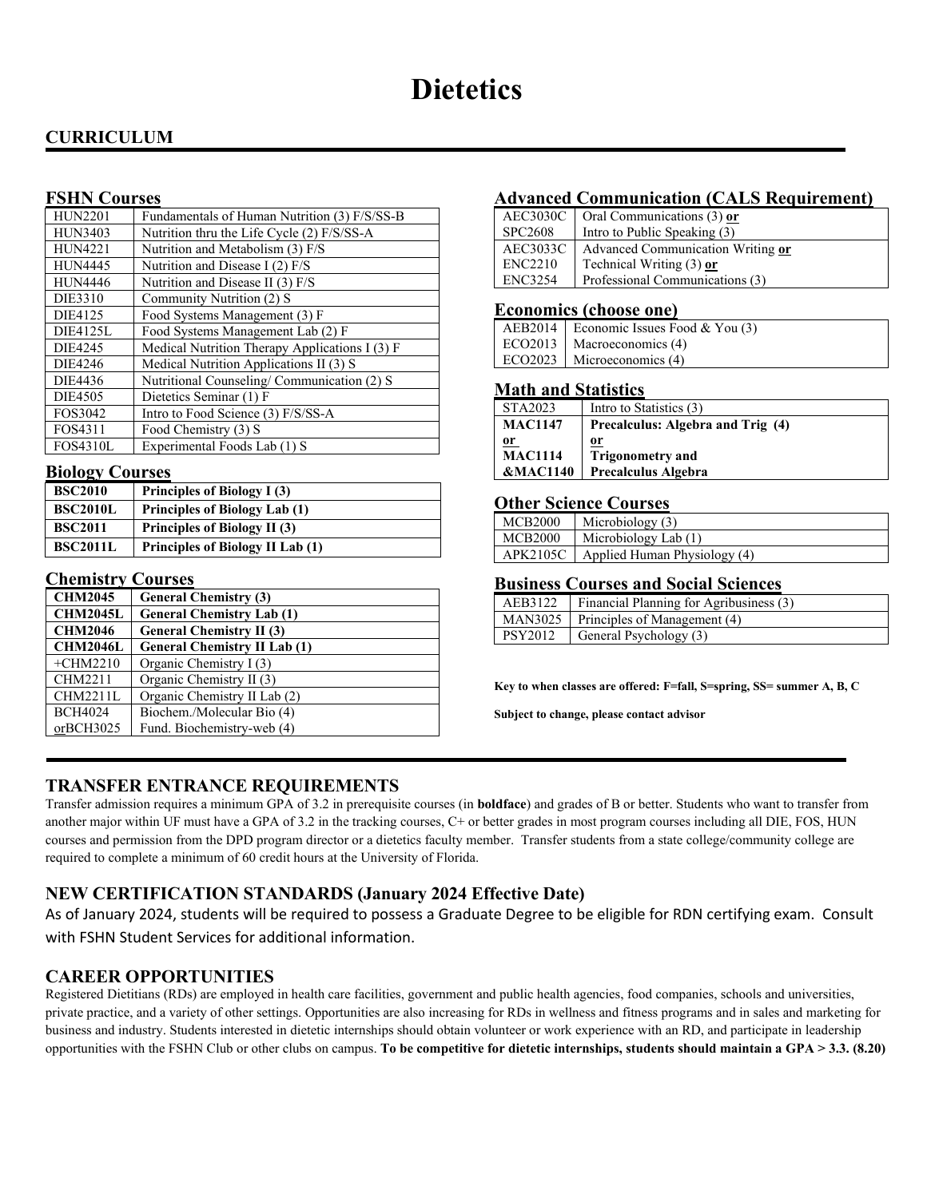# Dietetics

## CURRICULUM

### FSHN Courses

| | |
|---|---|
| HUN2201 | Fundamentals of Human Nutrition (3) F/S/SS-B |
| HUN3403 | Nutrition thru the Life Cycle (2) F/S/SS-A |
| HUN4221 | Nutrition and Metabolism (3) F/S |
| HUN4445 | Nutrition and Disease I (2) F/S |
| HUN4446 | Nutrition and Disease II (3) F/S |
| DIE3310 | Community Nutrition (2) S |
| DIE4125 | Food Systems Management (3) F |
| DIE4125L | Food Systems Management Lab (2) F |
| DIE4245 | Medical Nutrition Therapy Applications I (3) F |
| DIE4246 | Medical Nutrition Applications II (3) S |
| DIE4436 | Nutritional Counseling/ Communication (2) S |
| DIE4505 | Dietetics Seminar (1) F |
| FOS3042 | Intro to Food Science (3) F/S/SS-A |
| FOS4311 | Food Chemistry (3) S |
| FOS4310L | Experimental Foods Lab (1) S |

### Biology Courses

| | |
|---|---|
| **BSC2010** | **Principles of Biology I (3)** |
| **BSC2010L** | **Principles of Biology Lab (1)** |
| **BSC2011** | **Principles of Biology II (3)** |
| **BSC2011L** | **Principles of Biology II Lab (1)** |

### Chemistry Courses

| | |
|---|---|
| **CHM2045** | **General Chemistry (3)** |
| **CHM2045L** | **General Chemistry Lab (1)** |
| **CHM2046** | **General Chemistry II (3)** |
| **CHM2046L** | **General Chemistry II Lab (1)** |
| +CHM2210 | Organic Chemistry I (3) |
| CHM2211 | Organic Chemistry II (3) |
| CHM2211L | Organic Chemistry II Lab (2) |
| BCH4024 | Biochem./Molecular Bio (4) |
| orBCH3025 | Fund. Biochemistry-web (4) |

### Advanced Communication (CALS Requirement)

| | |
|---|---|
| AEC3030C | Oral Communications (3) **or** |
| SPC2608 | Intro to Public Speaking (3) |
| AEC3033C | Advanced Communication Writing **or** |
| ENC2210 | Technical Writing (3) **or** |
| ENC3254 | Professional Communications (3) |

### Economics (choose one)

| | |
|---|---|
| AEB2014 | Economic Issues Food & You (3) |
| ECO2013 | Macroeconomics (4) |
| ECO2023 | Microeconomics (4) |

### Math and Statistics

| | |
|---|---|
| STA2023 | Intro to Statistics (3) |
| **MAC1147** | **Precalculus: Algebra and Trig (4)** |
| **or** | **or** |
| **MAC1114** | **Trigonometry and** |
| **&MAC1140** | **Precalculus Algebra** |

### Other Science Courses

| | |
|---|---|
| MCB2000 | Microbiology (3) |
| MCB2000 | Microbiology Lab (1) |
| APK2105C | Applied Human Physiology (4) |

### Business Courses and Social Sciences

| | |
|---|---|
| AEB3122 | Financial Planning for Agribusiness (3) |
| MAN3025 | Principles of Management (4) |
| PSY2012 | General Psychology (3) |

**Key to when classes are offered: F=fall, S=spring, SS= summer A, B, C**

**Subject to change, please contact advisor**

## TRANSFER ENTRANCE REQUIREMENTS

Transfer admission requires a minimum GPA of 3.2 in prerequisite courses (in **boldface**) and grades of B or better. Students who want to transfer from another major within UF must have a GPA of 3.2 in the tracking courses, C+ or better grades in most program courses including all DIE, FOS, HUN courses and permission from the DPD program director or a dietetics faculty member. Transfer students from a state college/community college are required to complete a minimum of 60 credit hours at the University of Florida.

## NEW CERTIFICATION STANDARDS (January 2024 Effective Date)

As of January 2024, students will be required to possess a Graduate Degree to be eligible for RDN certifying exam. Consult with FSHN Student Services for additional information.

## CAREER OPPORTUNITIES

Registered Dietitians (RDs) are employed in health care facilities, government and public health agencies, food companies, schools and universities, private practice, and a variety of other settings. Opportunities are also increasing for RDs in wellness and fitness programs and in sales and marketing for business and industry. Students interested in dietetic internships should obtain volunteer or work experience with an RD, and participate in leadership opportunities with the FSHN Club or other clubs on campus. **To be competitive for dietetic internships, students should maintain a GPA > 3.3. (8.20)**